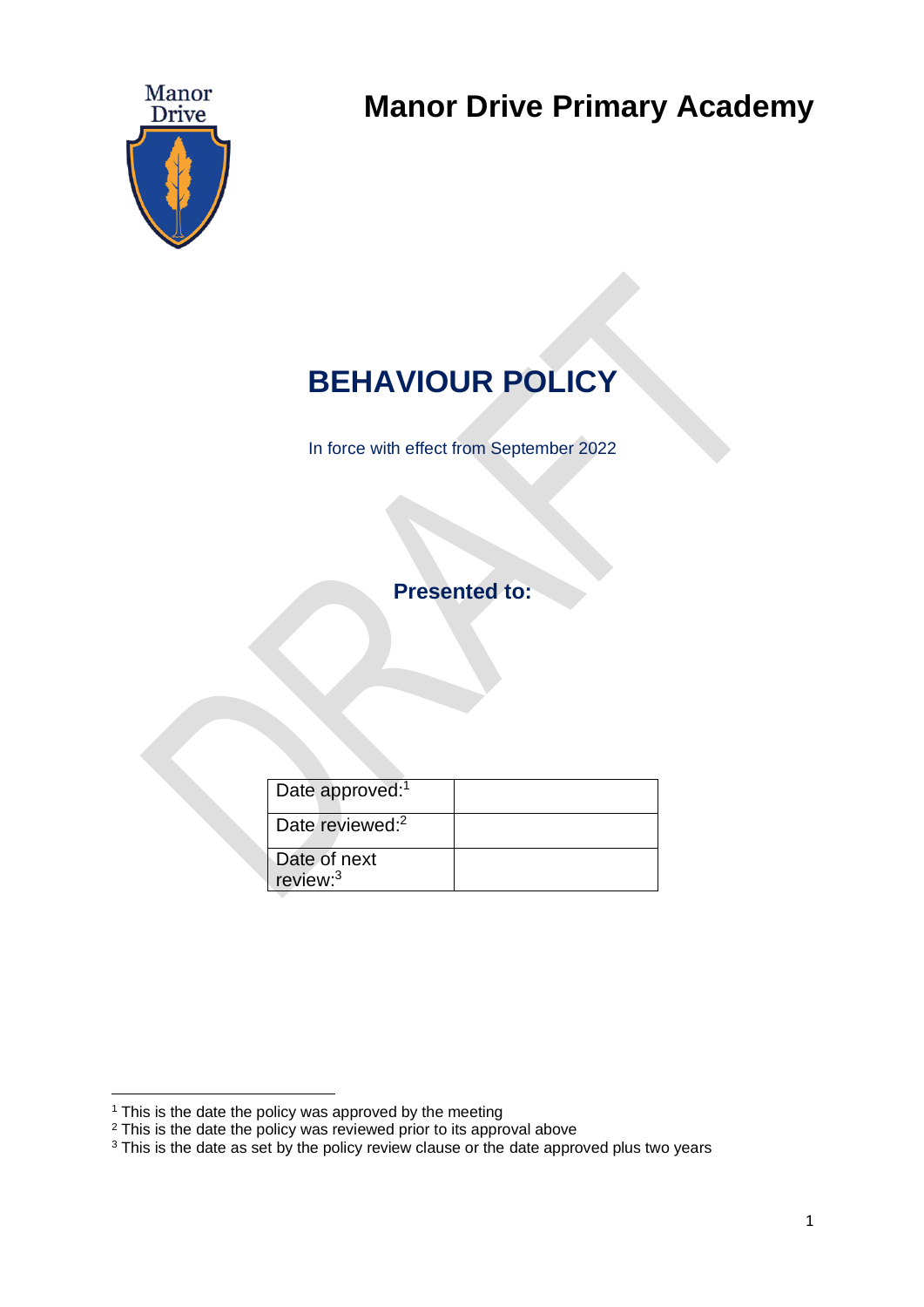# Manor Drive Primary Academy

# BEHAVIOUR POLICY

In force with effect from September 2022

**Presented to:**

| Date approved:[1] | |
|---|---|
| Date reviewed:[2] | |
| Date of next review:[3] | |

[1] This is the date the policy was approved by the meeting

[2] This is the date the policy was reviewed prior to its approval above

[3] This is the date as set by the policy review clause or the date approved plus two years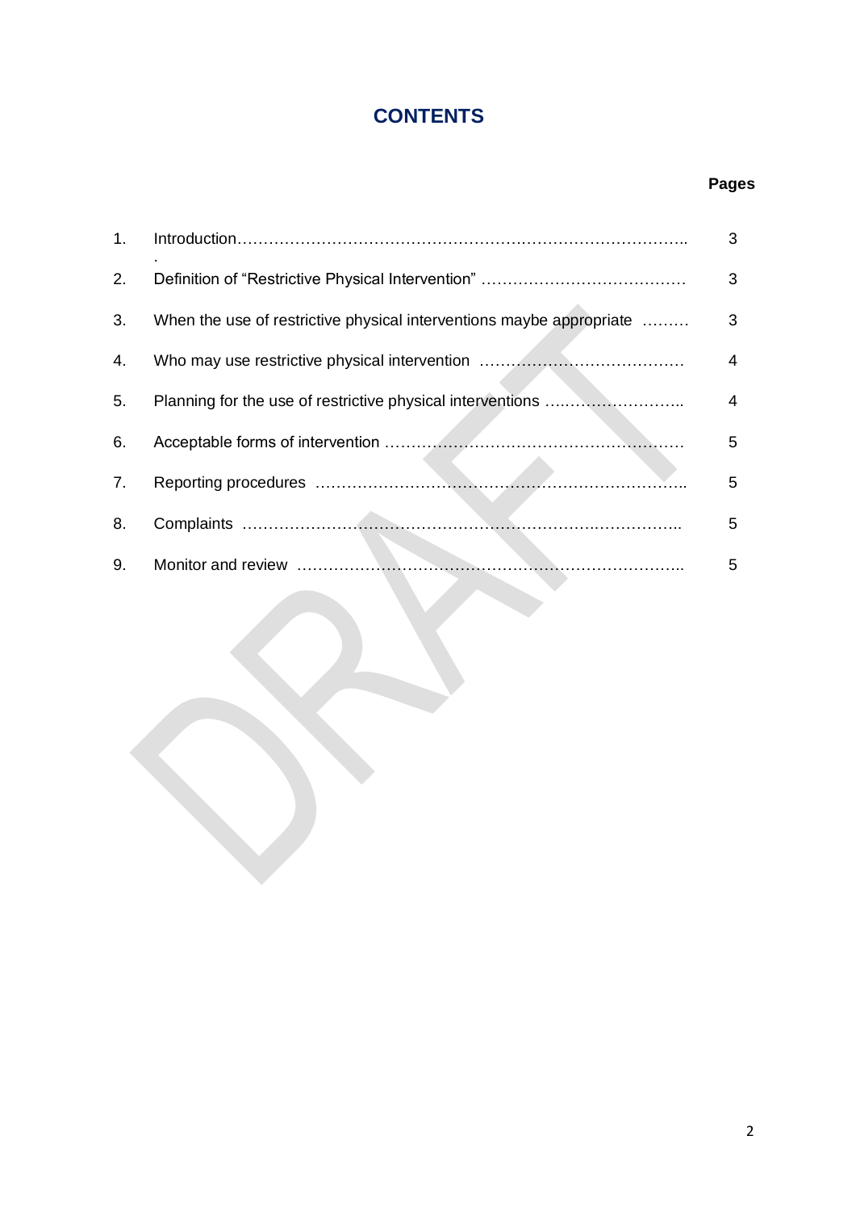# CONTENTS

| | | Pages |
|---|---|---|
| 1. | Introduction | 3 |
| 2. | Definition of "Restrictive Physical Intervention" | 3 |
| 3. | When the use of restrictive physical interventions maybe appropriate | 3 |
| 4. | Who may use restrictive physical intervention | 4 |
| 5. | Planning for the use of restrictive physical interventions | 4 |
| 6. | Acceptable forms of intervention | 5 |
| 7. | Reporting procedures | 5 |
| 8. | Complaints | 5 |
| 9. | Monitor and review | 5 |

DRAFT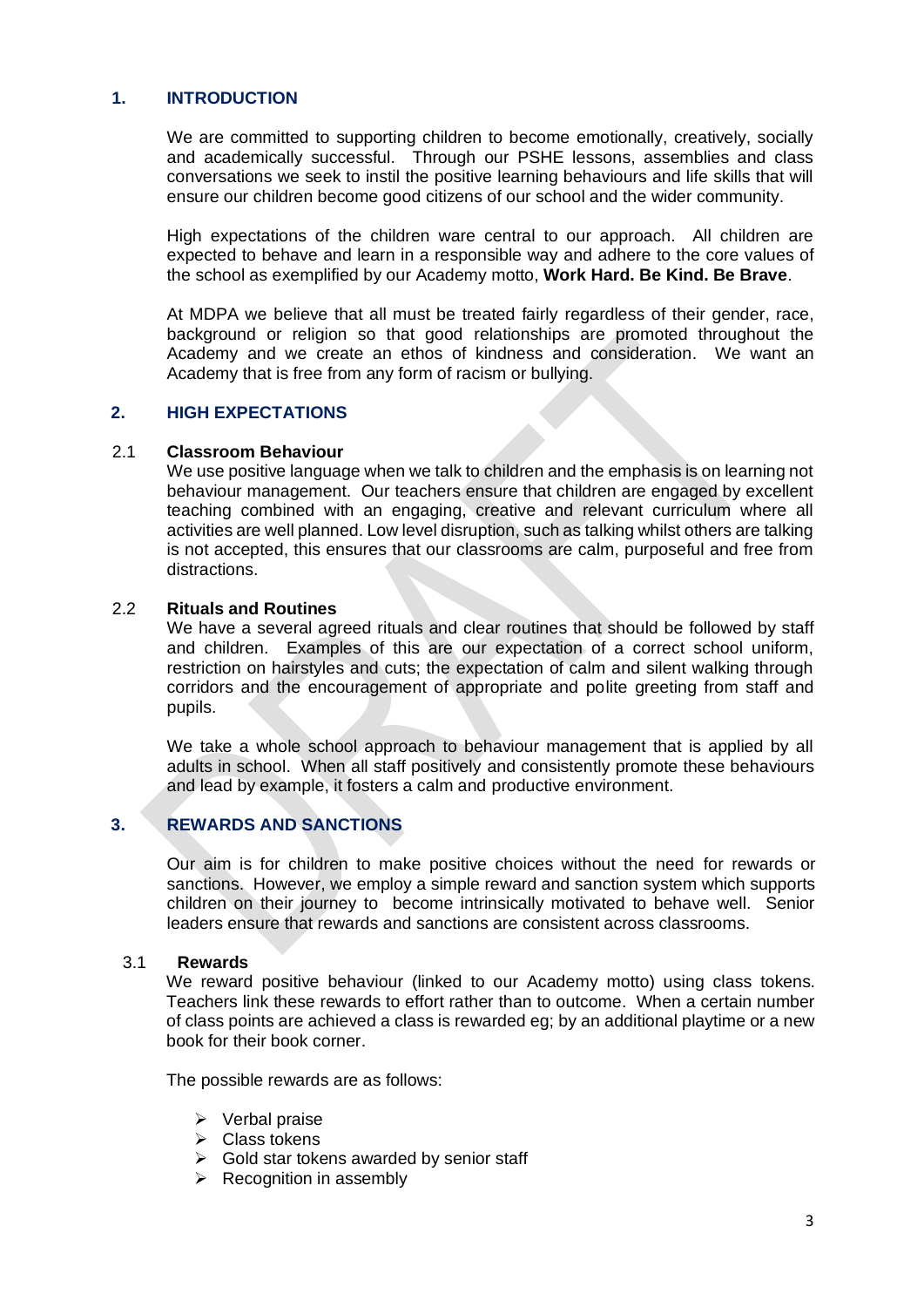## 1. INTRODUCTION

We are committed to supporting children to become emotionally, creatively, socially and academically successful. Through our PSHE lessons, assemblies and class conversations we seek to instil the positive learning behaviours and life skills that will ensure our children become good citizens of our school and the wider community.

High expectations of the children ware central to our approach. All children are expected to behave and learn in a responsible way and adhere to the core values of the school as exemplified by our Academy motto, **Work Hard. Be Kind. Be Brave**.

At MDPA we believe that all must be treated fairly regardless of their gender, race, background or religion so that good relationships are promoted throughout the Academy and we create an ethos of kindness and consideration. We want an Academy that is free from any form of racism or bullying.

## 2. HIGH EXPECTATIONS

### 2.1 Classroom Behaviour

We use positive language when we talk to children and the emphasis is on learning not behaviour management. Our teachers ensure that children are engaged by excellent teaching combined with an engaging, creative and relevant curriculum where all activities are well planned. Low level disruption, such as talking whilst others are talking is not accepted, this ensures that our classrooms are calm, purposeful and free from distractions.

### 2.2 Rituals and Routines

We have a several agreed rituals and clear routines that should be followed by staff and children. Examples of this are our expectation of a correct school uniform, restriction on hairstyles and cuts; the expectation of calm and silent walking through corridors and the encouragement of appropriate and polite greeting from staff and pupils.

We take a whole school approach to behaviour management that is applied by all adults in school. When all staff positively and consistently promote these behaviours and lead by example, it fosters a calm and productive environment.

## 3. REWARDS AND SANCTIONS

Our aim is for children to make positive choices without the need for rewards or sanctions. However, we employ a simple reward and sanction system which supports children on their journey to become intrinsically motivated to behave well. Senior leaders ensure that rewards and sanctions are consistent across classrooms.

### 3.1 Rewards

We reward positive behaviour (linked to our Academy motto) using class tokens. Teachers link these rewards to effort rather than to outcome. When a certain number of class points are achieved a class is rewarded eg; by an additional playtime or a new book for their book corner.

The possible rewards are as follows:

- Verbal praise
- Class tokens
- Gold star tokens awarded by senior staff
- Recognition in assembly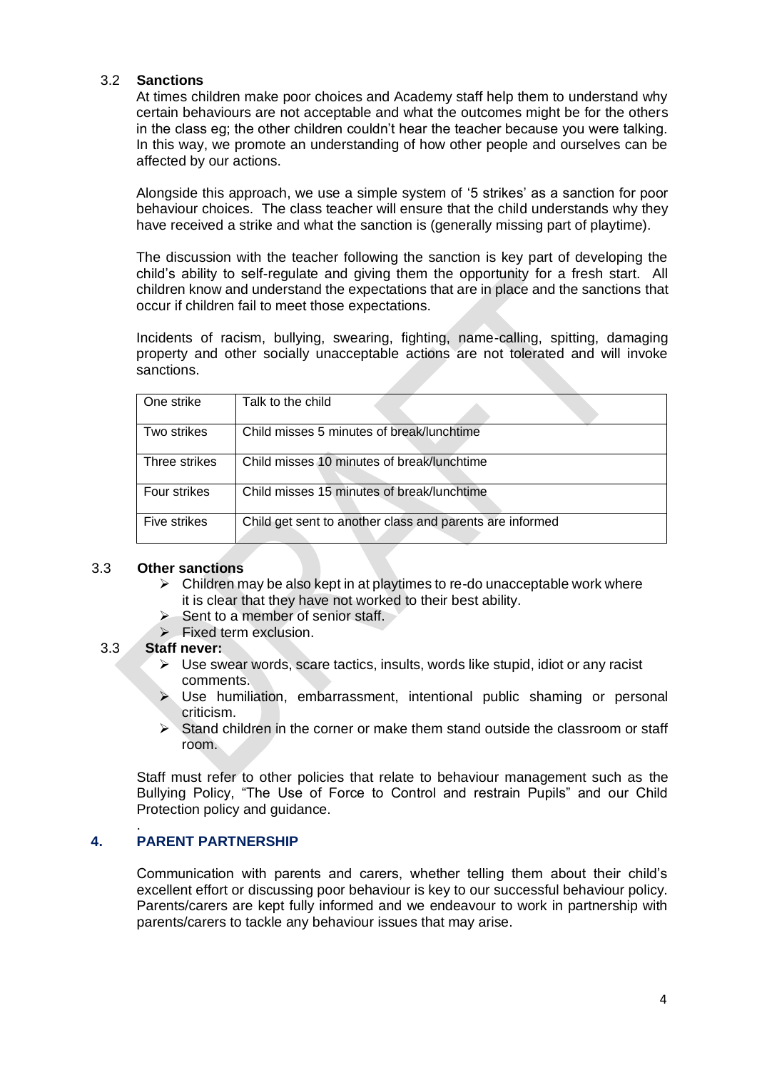### 3.2 Sanctions

At times children make poor choices and Academy staff help them to understand why certain behaviours are not acceptable and what the outcomes might be for the others in the class eg; the other children couldn't hear the teacher because you were talking. In this way, we promote an understanding of how other people and ourselves can be affected by our actions.

Alongside this approach, we use a simple system of '5 strikes' as a sanction for poor behaviour choices. The class teacher will ensure that the child understands why they have received a strike and what the sanction is (generally missing part of playtime).

The discussion with the teacher following the sanction is key part of developing the child's ability to self-regulate and giving them the opportunity for a fresh start. All children know and understand the expectations that are in place and the sanctions that occur if children fail to meet those expectations.

Incidents of racism, bullying, swearing, fighting, name-calling, spitting, damaging property and other socially unacceptable actions are not tolerated and will invoke sanctions.

| | |
|---|---|
| One strike | Talk to the child |
| Two strikes | Child misses 5 minutes of break/lunchtime |
| Three strikes | Child misses 10 minutes of break/lunchtime |
| Four strikes | Child misses 15 minutes of break/lunchtime |
| Five strikes | Child get sent to another class and parents are informed |

### 3.3 Other sanctions

- Children may be also kept in at playtimes to re-do unacceptable work where it is clear that they have not worked to their best ability.
- Sent to a member of senior staff.
- Fixed term exclusion.

### 3.3 Staff never:

- Use swear words, scare tactics, insults, words like stupid, idiot or any racist comments.
- Use humiliation, embarrassment, intentional public shaming or personal criticism.
- Stand children in the corner or make them stand outside the classroom or staff room.

Staff must refer to other policies that relate to behaviour management such as the Bullying Policy, "The Use of Force to Control and restrain Pupils" and our Child Protection policy and guidance.

## 4. PARENT PARTNERSHIP

Communication with parents and carers, whether telling them about their child's excellent effort or discussing poor behaviour is key to our successful behaviour policy. Parents/carers are kept fully informed and we endeavour to work in partnership with parents/carers to tackle any behaviour issues that may arise.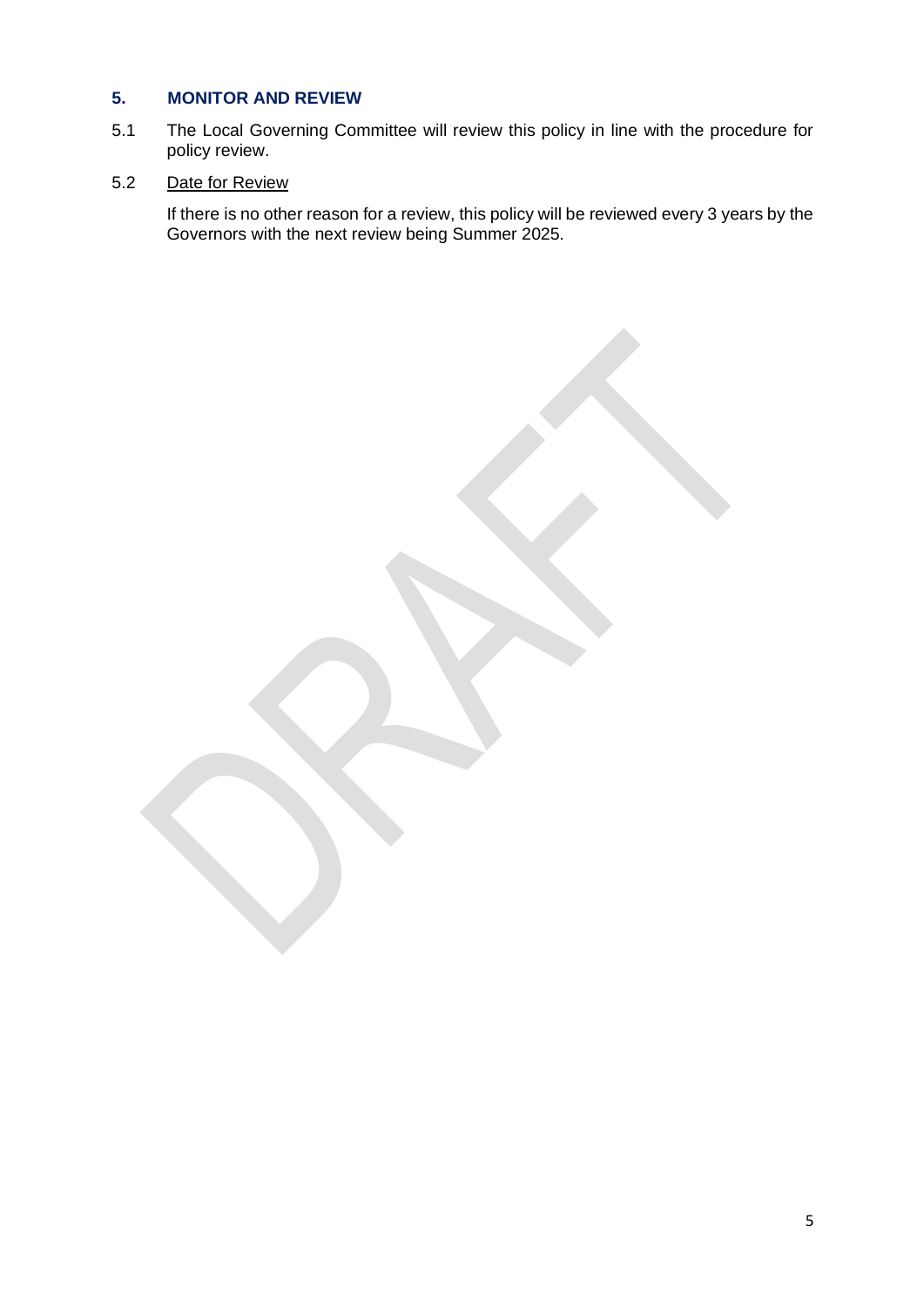## 5. MONITOR AND REVIEW

5.1 The Local Governing Committee will review this policy in line with the procedure for policy review.

5.2 Date for Review

If there is no other reason for a review, this policy will be reviewed every 3 years by the Governors with the next review being Summer 2025.